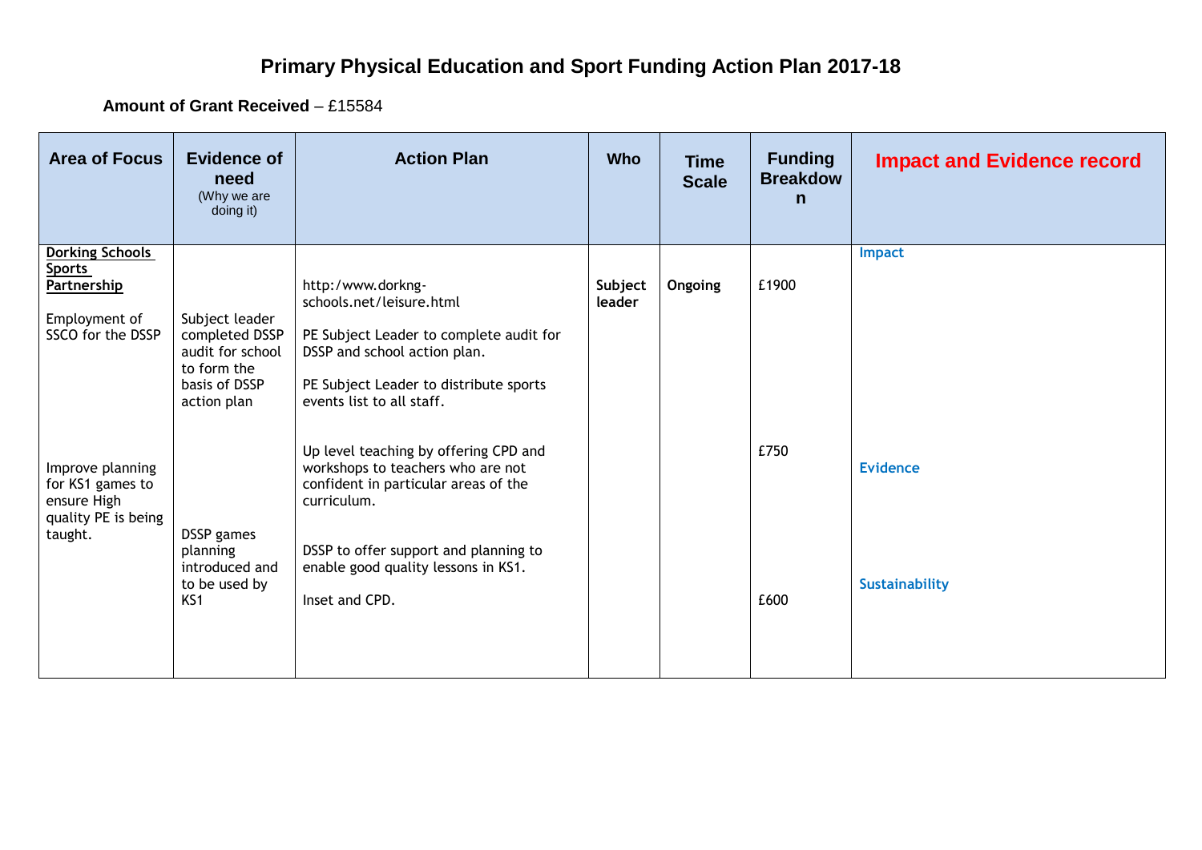# Primary Physical Education and Sport Funding Action Plan 2017-18

**Amount of Grant Received** – £15584

| Area of Focus | Evidence of need (Why we are doing it) | Action Plan | Who | Time Scale | Funding Breakdown | Impact and Evidence record |
|---|---|---|---|---|---|---|
| **Dorking Schools Sports Partnership**<br><br>Employment of SSCO for the DSSP | Subject leader completed DSSP audit for school to form the basis of DSSP action plan | http:/www.dorkng-schools.net/leisure.html<br><br>PE Subject Leader to complete audit for DSSP and school action plan.<br><br>PE Subject Leader to distribute sports events list to all staff. | **Subject leader** | **Ongoing** | £1900 | **Impact** |
| Improve planning for KS1 games to ensure High quality PE is being taught. | DSSP games planning introduced and to be used by KS1 | Up level teaching by offering CPD and workshops to teachers who are not confident in particular areas of the curriculum.<br><br>DSSP to offer support and planning to enable good quality lessons in KS1.<br><br>Inset and CPD. | | | £750<br><br>£600 | **Evidence**<br><br>**Sustainability** |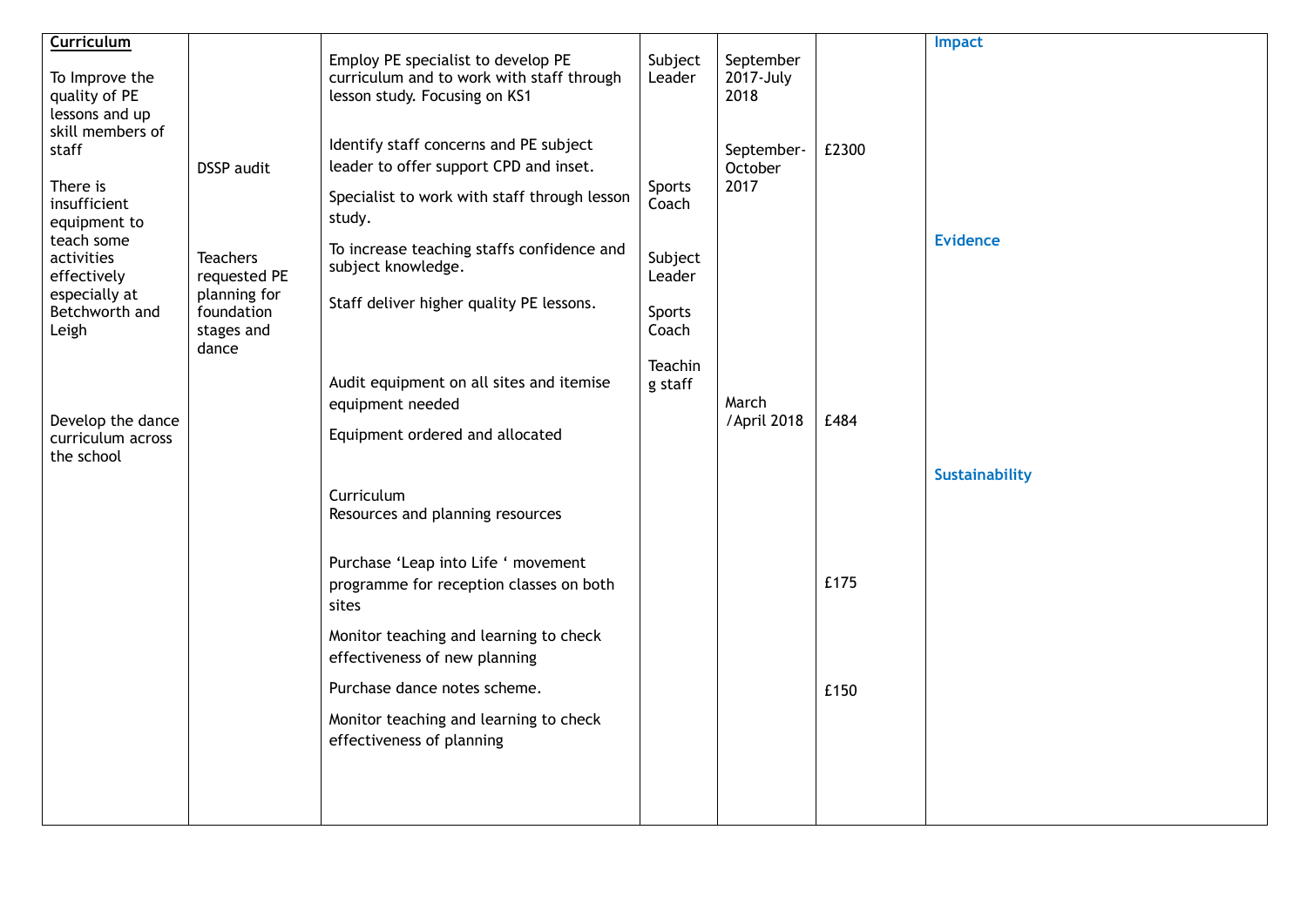| Curriculum | | | | | | |
|---|---|---|---|---|---|---|
| To Improve the quality of PE lessons and up skill members of staff<br><br>There is insufficient equipment to teach some activities effectively especially at Betchworth and Leigh<br><br>Develop the dance curriculum across the school | DSSP audit<br><br>Teachers requested PE planning for foundation stages and dance | Employ PE specialist to develop PE curriculum and to work with staff through lesson study. Focusing on KS1<br><br>Identify staff concerns and PE subject leader to offer support CPD and inset.<br><br>Specialist to work with staff through lesson study.<br><br>To increase teaching staffs confidence and subject knowledge.<br><br>Staff deliver higher quality PE lessons.<br><br>Audit equipment on all sites and itemise equipment needed<br><br>Equipment ordered and allocated<br><br>Curriculum<br>Resources and planning resources<br><br>Purchase 'Leap into Life ' movement programme for reception classes on both sites<br><br>Monitor teaching and learning to check effectiveness of new planning<br><br>Purchase dance notes scheme.<br><br>Monitor teaching and learning to check effectiveness of planning | Subject Leader<br><br>Sports Coach<br><br>Subject Leader<br><br>Sports Coach<br><br>Teaching staff | September 2017-July 2018<br><br>September-October 2017<br><br>March /April 2018 | £2300<br><br>£484<br><br>£175<br><br>£150 | **Impact**<br><br>**Evidence**<br><br>**Sustainability** |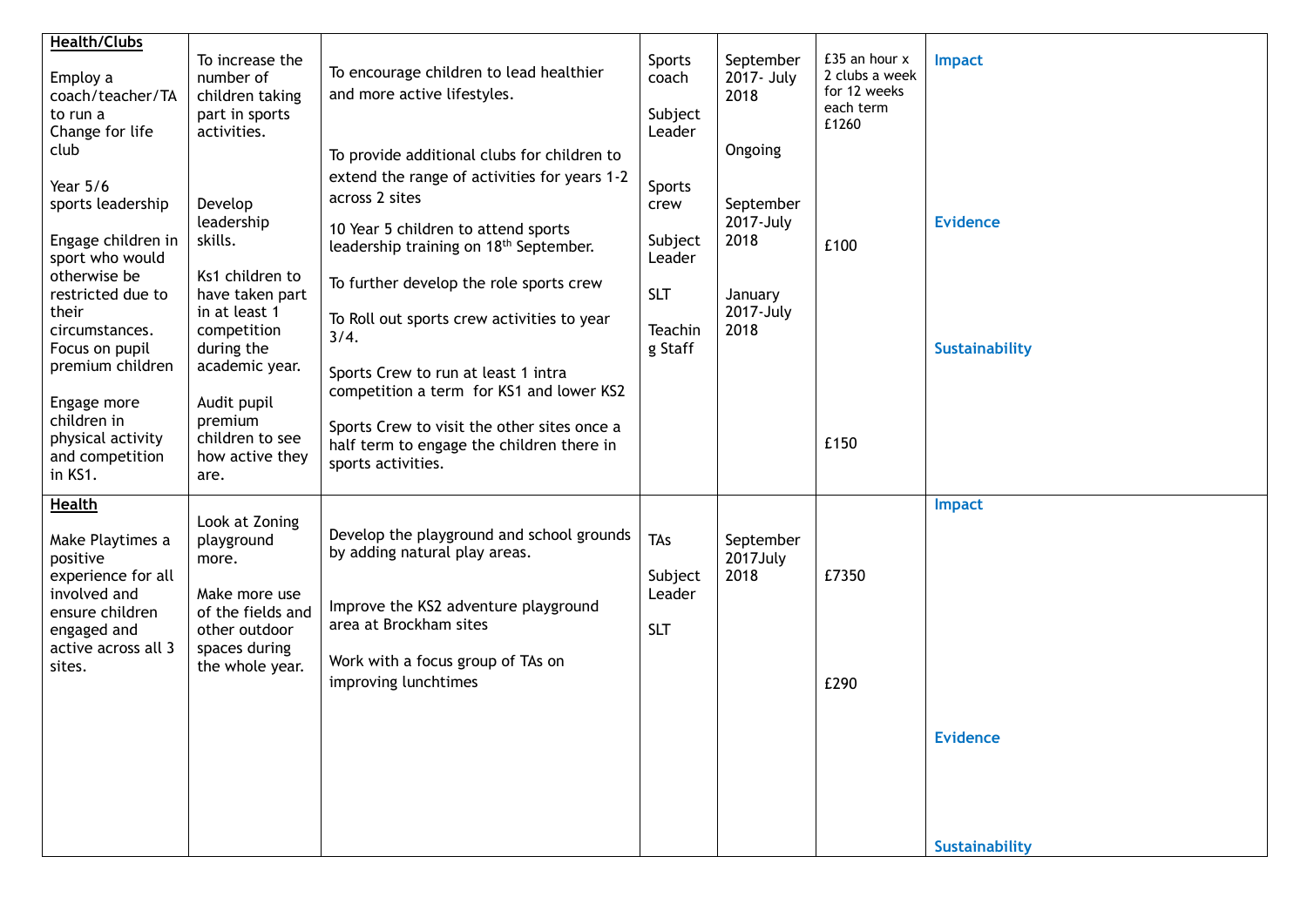| **Health/Clubs**<br><br>Employ a coach/teacher/TA to run a Change for life club<br><br>Year 5/6 sports leadership<br><br>Engage children in sport who would otherwise be restricted due to their circumstances. Focus on pupil premium children<br><br>Engage more children in physical activity and competition in KS1. | To increase the number of children taking part in sports activities.<br><br>Develop leadership skills.<br><br>Ks1 children to have taken part in at least 1 competition during the academic year.<br><br>Audit pupil premium children to see how active they are. | To encourage children to lead healthier and more active lifestyles.<br><br>To provide additional clubs for children to extend the range of activities for years 1-2 across 2 sites<br><br>10 Year 5 children to attend sports leadership training on 18th September.<br><br>To further develop the role sports crew<br><br>To Roll out sports crew activities to year 3/4.<br><br>Sports Crew to run at least 1 intra competition a term for KS1 and lower KS2<br><br>Sports Crew to visit the other sites once a half term to engage the children there in sports activities. | Sports coach<br><br>Subject Leader<br><br>Sports crew<br><br>Subject Leader<br><br>SLT<br><br>Teaching Staff | September 2017- July 2018<br><br>Ongoing<br><br>September 2017-July 2018<br><br>January 2017-July 2018 | £35 an hour x 2 clubs a week for 12 weeks each term £1260<br><br>£100<br><br>£150 | **Impact**<br><br>**Evidence**<br><br>**Sustainability** |
|---|---|---|---|---|---|---|
| **Health**<br><br>Make Playtimes a positive experience for all involved and ensure children engaged and active across all 3 sites. | Look at Zoning playground more.<br><br>Make more use of the fields and other outdoor spaces during the whole year. | Develop the playground and school grounds by adding natural play areas.<br><br>Improve the KS2 adventure playground area at Brockham sites<br><br>Work with a focus group of TAs on improving lunchtimes | TAs<br><br>Subject Leader<br><br>SLT | September 2017July 2018 | £7350<br><br>£290 | **Impact**<br><br>**Evidence**<br><br>**Sustainability** |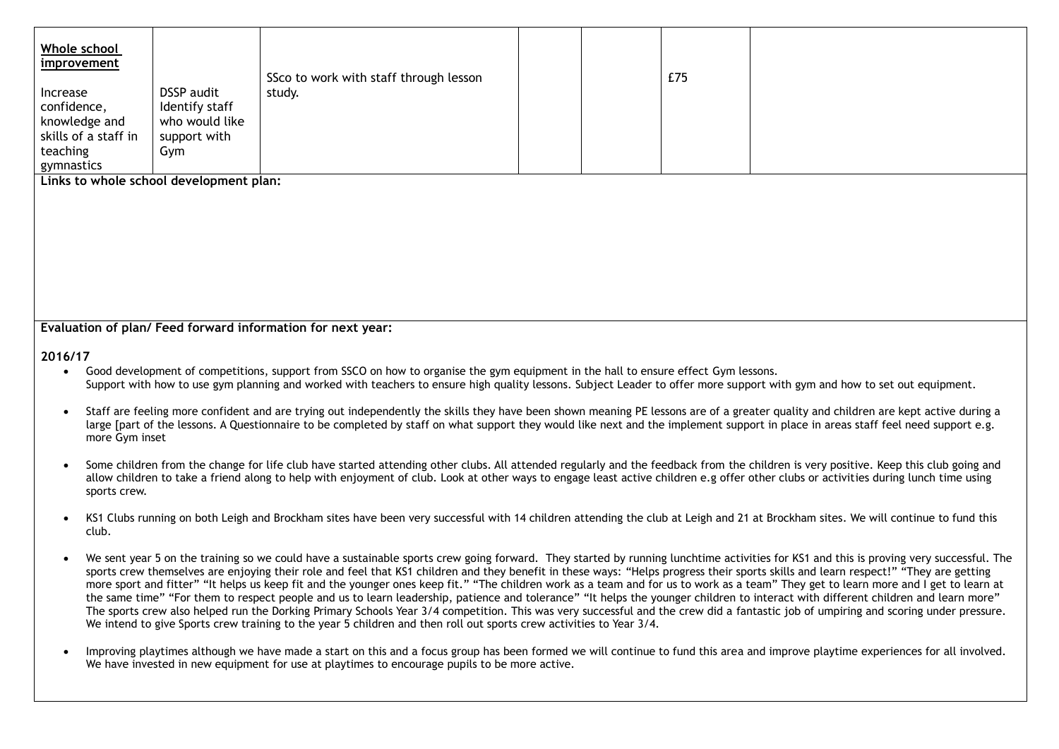| | | | | | | |
|---|---|---|---|---|---|---|
| **Whole school improvement**<br><br>Increase confidence, knowledge and skills of a staff in teaching gymnastics | DSSP audit Identify staff who would like support with Gym | SSco to work with staff through lesson study. | | | £75 | |

**Links to whole school development plan:**

**Evaluation of plan/ Feed forward information for next year:**

**2016/17**

- Good development of competitions, support from SSCO on how to organise the gym equipment in the hall to ensure effect Gym lessons. Support with how to use gym planning and worked with teachers to ensure high quality lessons. Subject Leader to offer more support with gym and how to set out equipment.

- Staff are feeling more confident and are trying out independently the skills they have been shown meaning PE lessons are of a greater quality and children are kept active during a large [part of the lessons. A Questionnaire to be completed by staff on what support they would like next and the implement support in place in areas staff feel need support e.g. more Gym inset

- Some children from the change for life club have started attending other clubs. All attended regularly and the feedback from the children is very positive. Keep this club going and allow children to take a friend along to help with enjoyment of club. Look at other ways to engage least active children e.g offer other clubs or activities during lunch time using sports crew.

- KS1 Clubs running on both Leigh and Brockham sites have been very successful with 14 children attending the club at Leigh and 21 at Brockham sites. We will continue to fund this club.

- We sent year 5 on the training so we could have a sustainable sports crew going forward. They started by running lunchtime activities for KS1 and this is proving very successful. The sports crew themselves are enjoying their role and feel that KS1 children and they benefit in these ways: "Helps progress their sports skills and learn respect!" "They are getting more sport and fitter" "It helps us keep fit and the younger ones keep fit." "The children work as a team and for us to work as a team" They get to learn more and I get to learn at the same time" "For them to respect people and us to learn leadership, patience and tolerance" "It helps the younger children to interact with different children and learn more" The sports crew also helped run the Dorking Primary Schools Year 3/4 competition. This was very successful and the crew did a fantastic job of umpiring and scoring under pressure. We intend to give Sports crew training to the year 5 children and then roll out sports crew activities to Year 3/4.

- Improving playtimes although we have made a start on this and a focus group has been formed we will continue to fund this area and improve playtime experiences for all involved. We have invested in new equipment for use at playtimes to encourage pupils to be more active.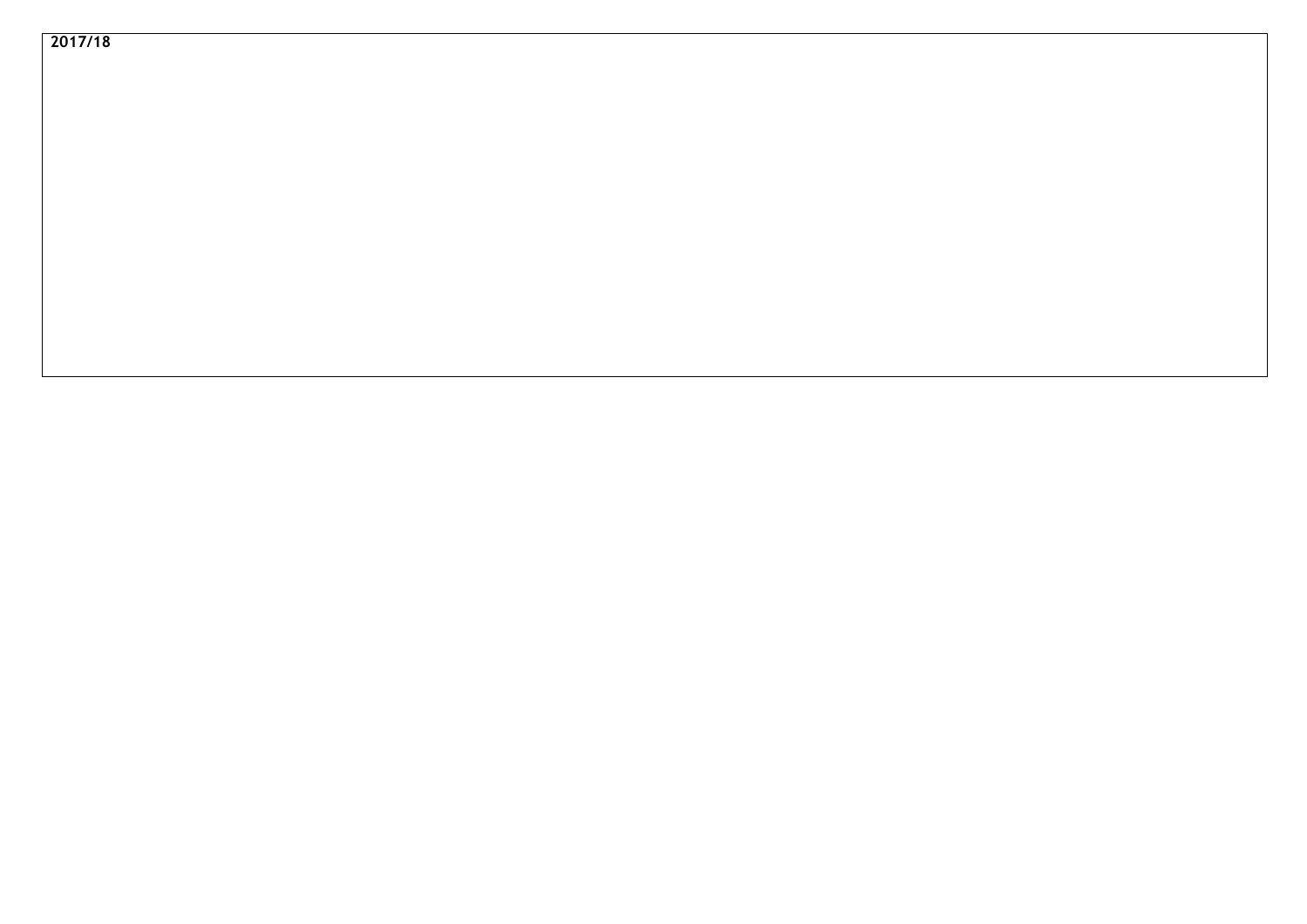**2017/18**